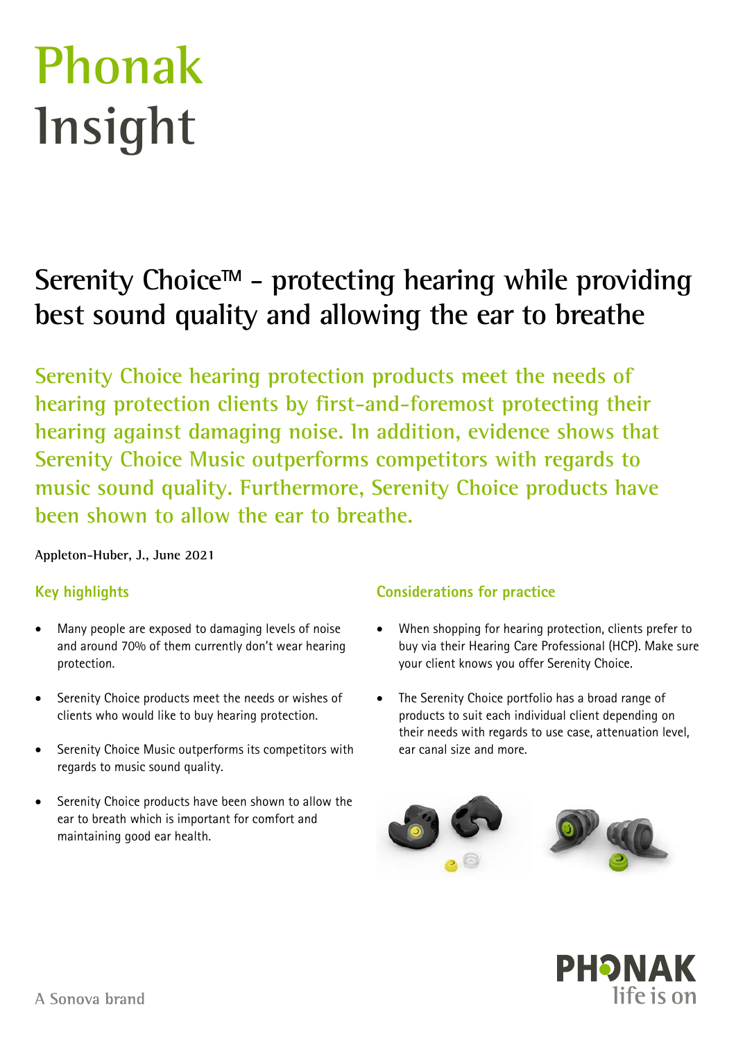# Phonak Insight

## Serenity Choice™ - protecting hearing while providing best sound quality and allowing the ear to breathe

Serenity Choice hearing protection products meet the needs of hearing protection clients by first-and-foremost protecting their hearing against damaging noise. In addition, evidence shows that Serenity Choice Music outperforms competitors with regards to music sound quality. Furthermore, Serenity Choice products have been shown to allow the ear to breathe.

**Appleton-Huber, J., June 2021**

### Key highlights

- Many people are exposed to damaging levels of noise and around 70% of them currently don't wear hearing protection.
- Serenity Choice products meet the needs or wishes of clients who would like to buy hearing protection.
- Serenity Choice Music outperforms its competitors with regards to music sound quality.
- Serenity Choice products have been shown to allow the ear to breath which is important for comfort and maintaining good ear health.

### Considerations for practice

- When shopping for hearing protection, clients prefer to buy via their Hearing Care Professional (HCP). Make sure your client knows you offer Serenity Choice.
- The Serenity Choice portfolio has a broad range of products to suit each individual client depending on their needs with regards to use case, attenuation level, ear canal size and more.

A Sonova brand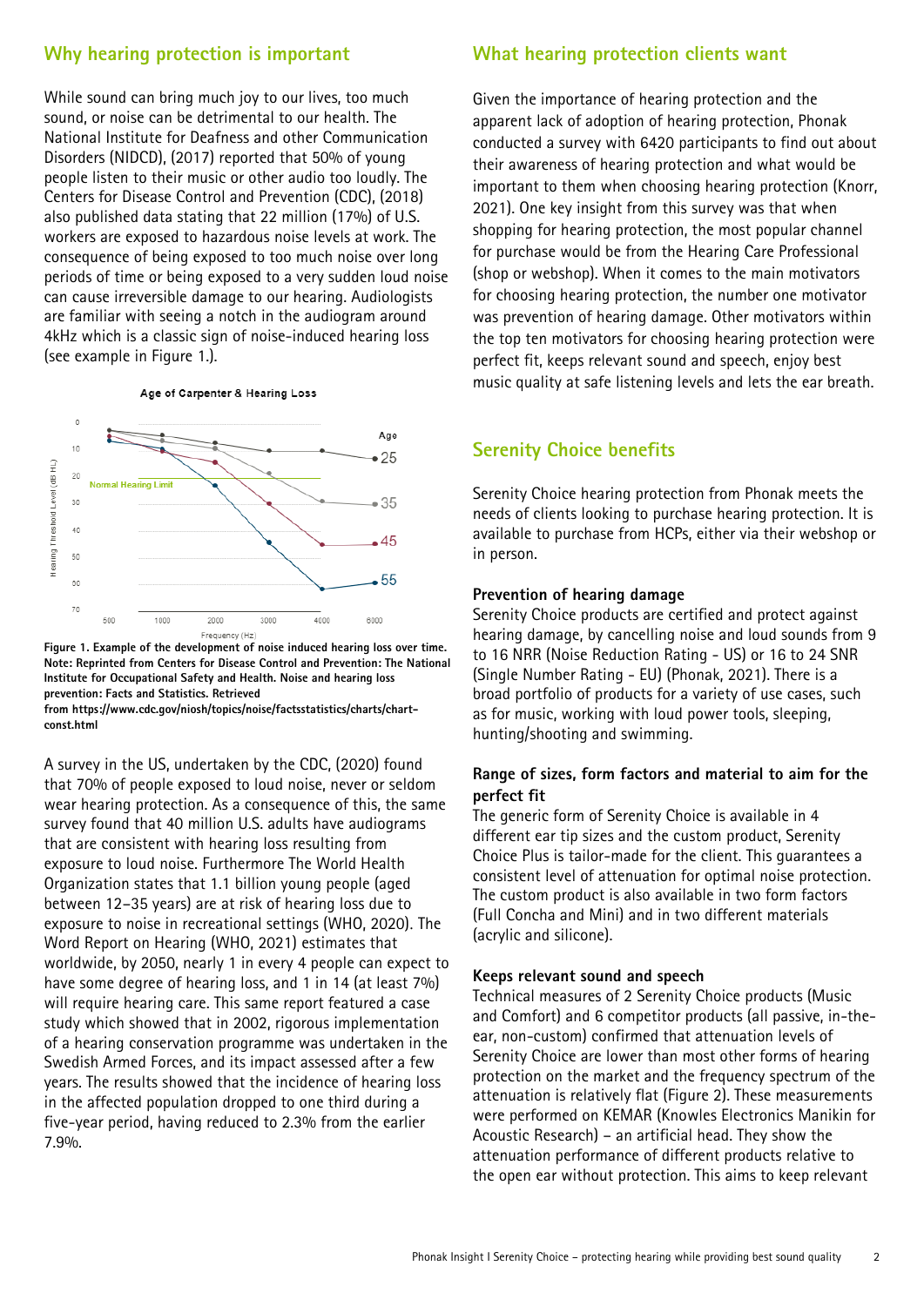## Why hearing protection is important

While sound can bring much joy to our lives, too much sound, or noise can be detrimental to our health. The National Institute for Deafness and other Communication Disorders (NIDCD), (2017) reported that 50% of young people listen to their music or other audio too loudly. The Centers for Disease Control and Prevention (CDC), (2018) also published data stating that 22 million (17%) of U.S. workers are exposed to hazardous noise levels at work. The consequence of being exposed to too much noise over long periods of time or being exposed to a very sudden loud noise can cause irreversible damage to our hearing. Audiologists are familiar with seeing a notch in the audiogram around 4kHz which is a classic sign of noise-induced hearing loss (see example in Figure 1.).

**Figure 1. Example of the development of noise induced hearing loss over time. Note: Reprinted from Centers for Disease Control and Prevention: The National Institute for Occupational Safety and Health. Noise and hearing loss prevention: Facts and Statistics. Retrieved from https://www.cdc.gov/niosh/topics/noise/factsstatistics/charts/chart-const.html**

A survey in the US, undertaken by the CDC, (2020) found that 70% of people exposed to loud noise, never or seldom wear hearing protection. As a consequence of this, the same survey found that 40 million U.S. adults have audiograms that are consistent with hearing loss resulting from exposure to loud noise. Furthermore The World Health Organization states that 1.1 billion young people (aged between 12–35 years) are at risk of hearing loss due to exposure to noise in recreational settings (WHO, 2020). The Word Report on Hearing (WHO, 2021) estimates that worldwide, by 2050, nearly 1 in every 4 people can expect to have some degree of hearing loss, and 1 in 14 (at least 7%) will require hearing care. This same report featured a case study which showed that in 2002, rigorous implementation of a hearing conservation programme was undertaken in the Swedish Armed Forces, and its impact assessed after a few years. The results showed that the incidence of hearing loss in the affected population dropped to one third during a five-year period, having reduced to 2.3% from the earlier 7.9%.

## What hearing protection clients want

Given the importance of hearing protection and the apparent lack of adoption of hearing protection, Phonak conducted a survey with 6420 participants to find out about their awareness of hearing protection and what would be important to them when choosing hearing protection (Knorr, 2021). One key insight from this survey was that when shopping for hearing protection, the most popular channel for purchase would be from the Hearing Care Professional (shop or webshop). When it comes to the main motivators for choosing hearing protection, the number one motivator was prevention of hearing damage. Other motivators within the top ten motivators for choosing hearing protection were perfect fit, keeps relevant sound and speech, enjoy best music quality at safe listening levels and lets the ear breath.

## Serenity Choice benefits

Serenity Choice hearing protection from Phonak meets the needs of clients looking to purchase hearing protection. It is available to purchase from HCPs, either via their webshop or in person.

### Prevention of hearing damage

Serenity Choice products are certified and protect against hearing damage, by cancelling noise and loud sounds from 9 to 16 NRR (Noise Reduction Rating - US) or 16 to 24 SNR (Single Number Rating - EU) (Phonak, 2021). There is a broad portfolio of products for a variety of use cases, such as for music, working with loud power tools, sleeping, hunting/shooting and swimming.

### Range of sizes, form factors and material to aim for the perfect fit

The generic form of Serenity Choice is available in 4 different ear tip sizes and the custom product, Serenity Choice Plus is tailor-made for the client. This guarantees a consistent level of attenuation for optimal noise protection. The custom product is also available in two form factors (Full Concha and Mini) and in two different materials (acrylic and silicone).

### Keeps relevant sound and speech

Technical measures of 2 Serenity Choice products (Music and Comfort) and 6 competitor products (all passive, in-the-ear, non-custom) confirmed that attenuation levels of Serenity Choice are lower than most other forms of hearing protection on the market and the frequency spectrum of the attenuation is relatively flat (Figure 2). These measurements were performed on KEMAR (Knowles Electronics Manikin for Acoustic Research) – an artificial head. They show the attenuation performance of different products relative to the open ear without protection. This aims to keep relevant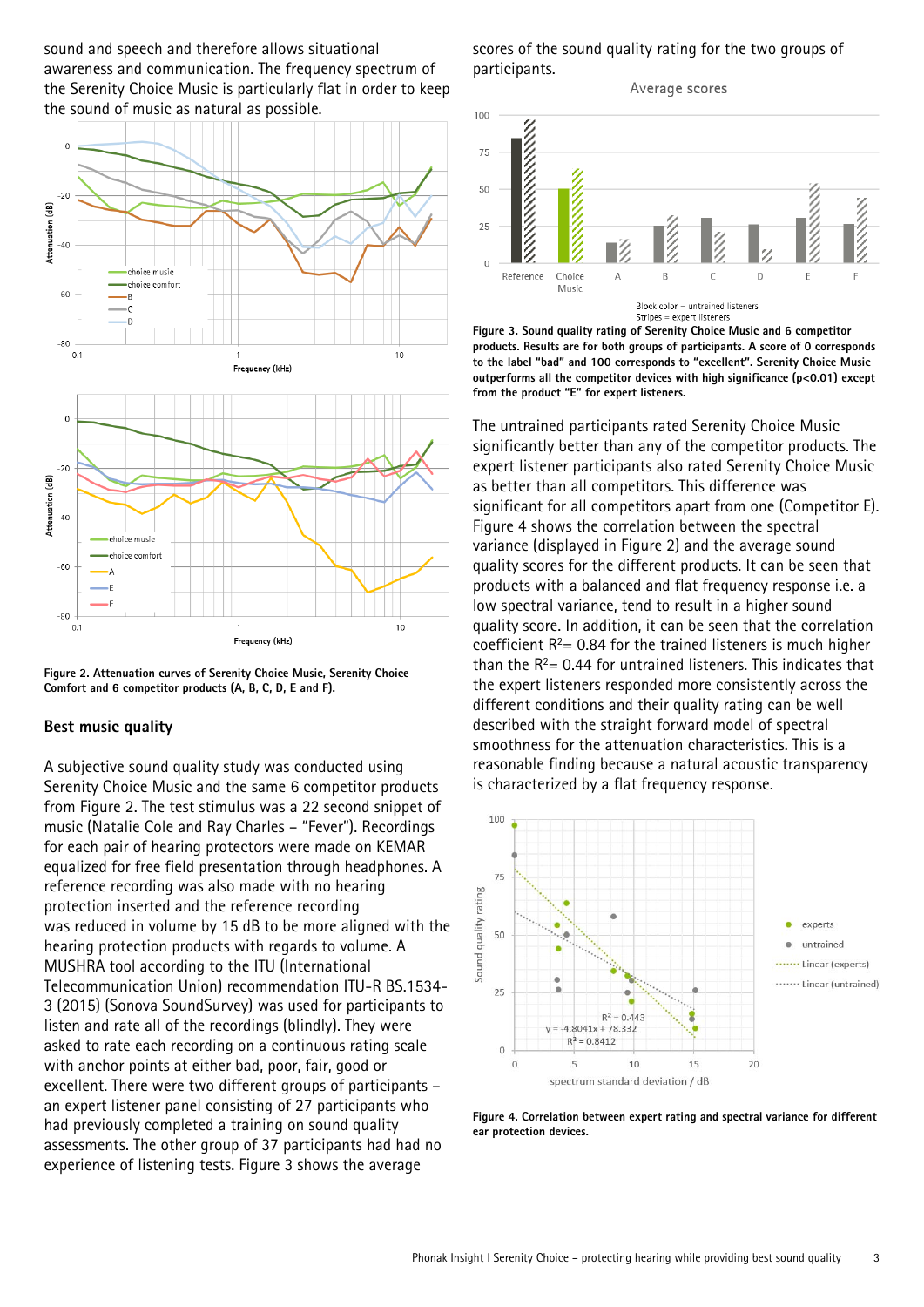sound and speech and therefore allows situational awareness and communication. The frequency spectrum of the Serenity Choice Music is particularly flat in order to keep the sound of music as natural as possible.

Figure 2. Attenuation curves of Serenity Choice Music, Serenity Choice Comfort and 6 competitor products (A, B, C, D, E and F).

## Best music quality

A subjective sound quality study was conducted using Serenity Choice Music and the same 6 competitor products from Figure 2. The test stimulus was a 22 second snippet of music (Natalie Cole and Ray Charles – "Fever"). Recordings for each pair of hearing protectors were made on KEMAR equalized for free field presentation through headphones. A reference recording was also made with no hearing protection inserted and the reference recording was reduced in volume by 15 dB to be more aligned with the hearing protection products with regards to volume. A MUSHRA tool according to the ITU (International Telecommunication Union) recommendation ITU-R BS.1534-3 (2015) (Sonova SoundSurvey) was used for participants to listen and rate all of the recordings (blindly). They were asked to rate each recording on a continuous rating scale with anchor points at either bad, poor, fair, good or excellent. There were two different groups of participants – an expert listener panel consisting of 27 participants who had previously completed a training on sound quality assessments. The other group of 37 participants had had no experience of listening tests. Figure 3 shows the average scores of the sound quality rating for the two groups of participants.

**Figure 3. Sound quality rating of Serenity Choice Music and 6 competitor products. Results are for both groups of participants. A score of 0 corresponds to the label "bad" and 100 corresponds to "excellent". Serenity Choice Music outperforms all the competitor devices with high significance ($p<0.01$) except from the product "E" for expert listeners.**

The untrained participants rated Serenity Choice Music significantly better than any of the competitor products. The expert listener participants also rated Serenity Choice Music as better than all competitors. This difference was significant for all competitors apart from one (Competitor E). Figure 4 shows the correlation between the spectral variance (displayed in Figure 2) and the average sound quality scores for the different products. It can be seen that products with a balanced and flat frequency response i.e. a low spectral variance, tend to result in a higher sound quality score. In addition, it can be seen that the correlation coefficient $R^2= 0.84$ for the trained listeners is much higher than the $R^2= 0.44$ for untrained listeners. This indicates that the expert listeners responded more consistently across the different conditions and their quality rating can be well described with the straight forward model of spectral smoothness for the attenuation characteristics. This is a reasonable finding because a natural acoustic transparency is characterized by a flat frequency response.

**Figure 4. Correlation between expert rating and spectral variance for different ear protection devices.**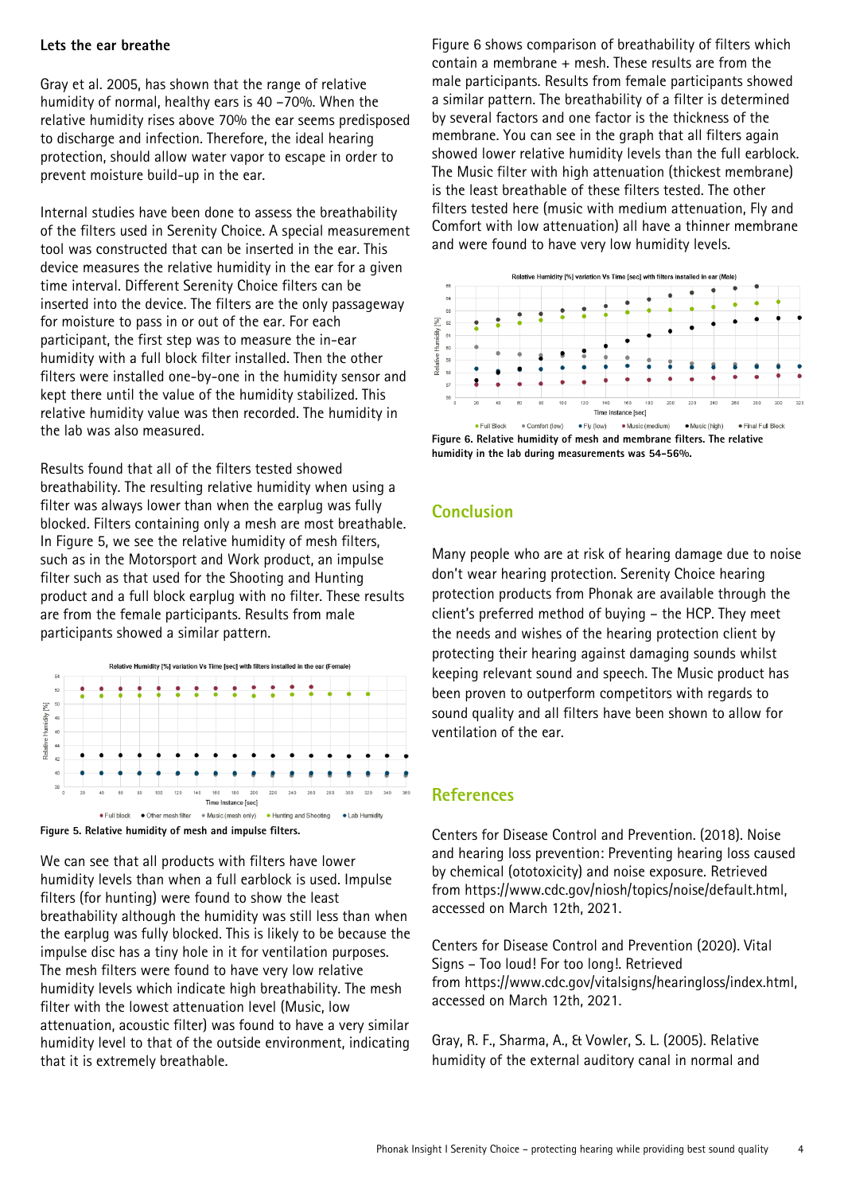## Lets the ear breathe

Gray et al. 2005, has shown that the range of relative humidity of normal, healthy ears is 40 –70%. When the relative humidity rises above 70% the ear seems predisposed to discharge and infection. Therefore, the ideal hearing protection, should allow water vapor to escape in order to prevent moisture build-up in the ear.

Internal studies have been done to assess the breathability of the filters used in Serenity Choice. A special measurement tool was constructed that can be inserted in the ear. This device measures the relative humidity in the ear for a given time interval. Different Serenity Choice filters can be inserted into the device. The filters are the only passageway for moisture to pass in or out of the ear. For each participant, the first step was to measure the in-ear humidity with a full block filter installed. Then the other filters were installed one-by-one in the humidity sensor and kept there until the value of the humidity stabilized. This relative humidity value was then recorded. The humidity in the lab was also measured.

Results found that all of the filters tested showed breathability. The resulting relative humidity when using a filter was always lower than when the earplug was fully blocked. Filters containing only a mesh are most breathable. In Figure 5, we see the relative humidity of mesh filters, such as in the Motorsport and Work product, an impulse filter such as that used for the Shooting and Hunting product and a full block earplug with no filter. These results are from the female participants. Results from male participants showed a similar pattern.

**Figure 5. Relative humidity of mesh and impulse filters.**

We can see that all products with filters have lower humidity levels than when a full earblock is used. Impulse filters (for hunting) were found to show the least breathability although the humidity was still less than when the earplug was fully blocked. This is likely to be because the impulse disc has a tiny hole in it for ventilation purposes. The mesh filters were found to have very low relative humidity levels which indicate high breathability. The mesh filter with the lowest attenuation level (Music, low attenuation, acoustic filter) was found to have a very similar humidity level to that of the outside environment, indicating that it is extremely breathable.

Figure 6 shows comparison of breathability of filters which contain a membrane + mesh. These results are from the male participants. Results from female participants showed a similar pattern. The breathability of a filter is determined by several factors and one factor is the thickness of the membrane. You can see in the graph that all filters again showed lower relative humidity levels than the full earblock. The Music filter with high attenuation (thickest membrane) is the least breathable of these filters tested. The other filters tested here (music with medium attenuation, Fly and Comfort with low attenuation) all have a thinner membrane and were found to have very low humidity levels.

**Figure 6. Relative humidity of mesh and membrane filters. The relative humidity in the lab during measurements was 54–56%.**

## Conclusion

Many people who are at risk of hearing damage due to noise don't wear hearing protection. Serenity Choice hearing protection products from Phonak are available through the client's preferred method of buying – the HCP. They meet the needs and wishes of the hearing protection client by protecting their hearing against damaging sounds whilst keeping relevant sound and speech. The Music product has been proven to outperform competitors with regards to sound quality and all filters have been shown to allow for ventilation of the ear.

## References

Centers for Disease Control and Prevention. (2018). Noise and hearing loss prevention: Preventing hearing loss caused by chemical (ototoxicity) and noise exposure. Retrieved from https://www.cdc.gov/niosh/topics/noise/default.html, accessed on March 12th, 2021.

Centers for Disease Control and Prevention (2020). Vital Signs – Too loud! For too long!. Retrieved from https://www.cdc.gov/vitalsigns/hearingloss/index.html, accessed on March 12th, 2021.

Gray, R. F., Sharma, A., & Vowler, S. L. (2005). Relative humidity of the external auditory canal in normal and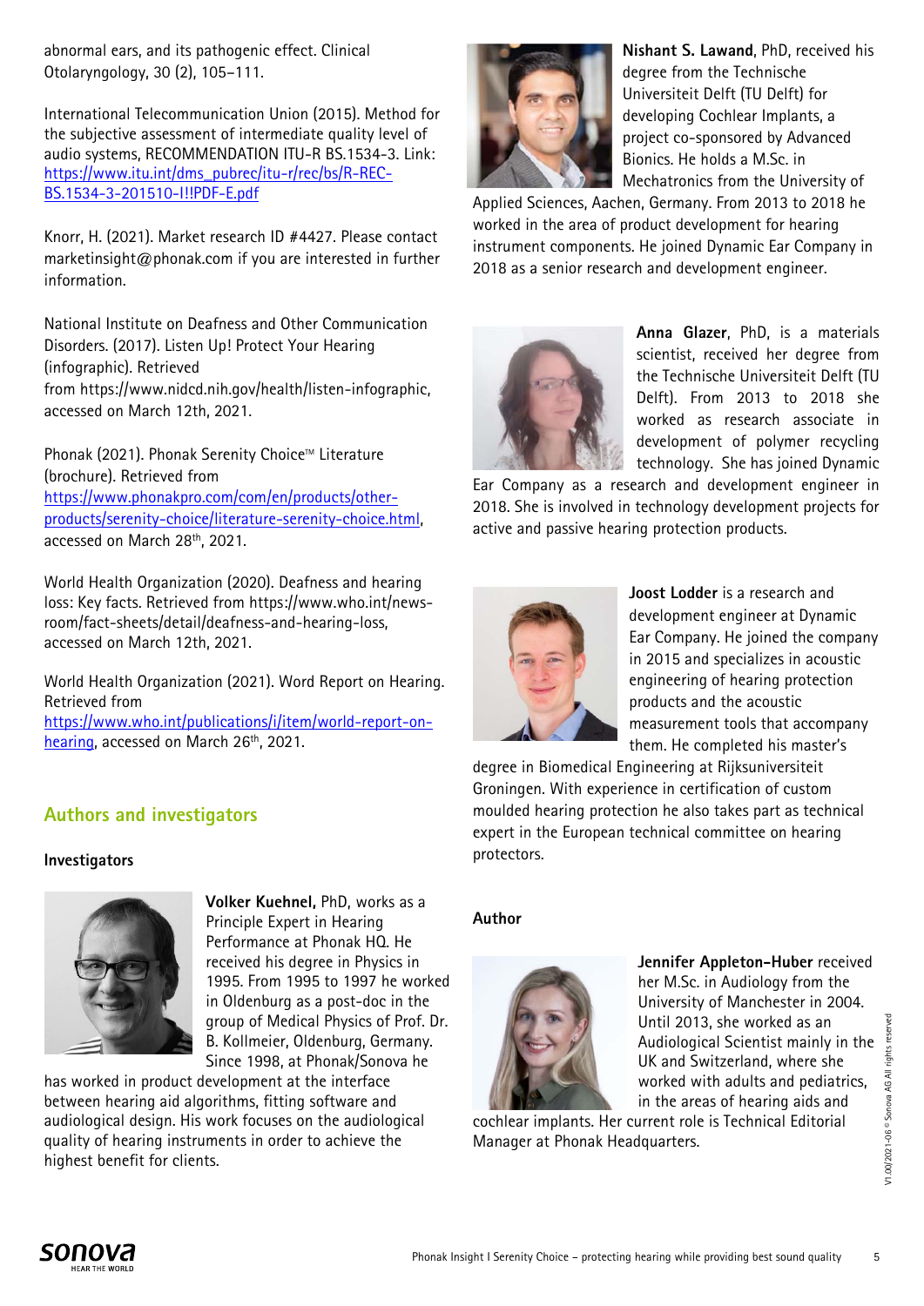abnormal ears, and its pathogenic effect. Clinical Otolaryngology, 30 (2), 105–111.

International Telecommunication Union (2015). Method for the subjective assessment of intermediate quality level of audio systems, RECOMMENDATION ITU-R BS.1534-3. Link: https://www.itu.int/dms_pubrec/itu-r/rec/bs/R-REC-BS.1534-3-201510-I!!PDF-E.pdf

Knorr, H. (2021). Market research ID #4427. Please contact marketinsight@phonak.com if you are interested in further information.

National Institute on Deafness and Other Communication Disorders. (2017). Listen Up! Protect Your Hearing (infographic). Retrieved from https://www.nidcd.nih.gov/health/listen-infographic, accessed on March 12th, 2021.

Phonak (2021). Phonak Serenity Choice™ Literature (brochure). Retrieved from https://www.phonakpro.com/com/en/products/other-products/serenity-choice/literature-serenity-choice.html, accessed on March 28th, 2021.

World Health Organization (2020). Deafness and hearing loss: Key facts. Retrieved from https://www.who.int/news-room/fact-sheets/detail/deafness-and-hearing-loss, accessed on March 12th, 2021.

World Health Organization (2021). Word Report on Hearing. Retrieved from https://www.who.int/publications/i/item/world-report-on-hearing, accessed on March 26th, 2021.

## Authors and investigators

### Investigators

**Volker Kuehnel,** PhD, works as a Principle Expert in Hearing Performance at Phonak HQ. He received his degree in Physics in 1995. From 1995 to 1997 he worked in Oldenburg as a post-doc in the group of Medical Physics of Prof. Dr. B. Kollmeier, Oldenburg, Germany. Since 1998, at Phonak/Sonova he has worked in product development at the interface between hearing aid algorithms, fitting software and audiological design. His work focuses on the audiological quality of hearing instruments in order to achieve the highest benefit for clients.

**Nishant S. Lawand,** PhD, received his degree from the Technische Universiteit Delft (TU Delft) for developing Cochlear Implants, a project co-sponsored by Advanced Bionics. He holds a M.Sc. in Mechatronics from the University of Applied Sciences, Aachen, Germany. From 2013 to 2018 he worked in the area of product development for hearing instrument components. He joined Dynamic Ear Company in 2018 as a senior research and development engineer.

**Anna Glazer**, PhD, is a materials scientist, received her degree from the Technische Universiteit Delft (TU Delft). From 2013 to 2018 she worked as research associate in development of polymer recycling technology. She has joined Dynamic Ear Company as a research and development engineer in 2018. She is involved in technology development projects for active and passive hearing protection products.

**Joost Lodder** is a research and development engineer at Dynamic Ear Company. He joined the company in 2015 and specializes in acoustic engineering of hearing protection products and the acoustic measurement tools that accompany them. He completed his master's degree in Biomedical Engineering at Rijksuniversiteit Groningen. With experience in certification of custom moulded hearing protection he also takes part as technical expert in the European technical committee on hearing protectors.

### Author

**Jennifer Appleton-Huber** received her M.Sc. in Audiology from the University of Manchester in 2004. Until 2013, she worked as an Audiological Scientist mainly in the UK and Switzerland, where she worked with adults and pediatrics, in the areas of hearing aids and cochlear implants. Her current role is Technical Editorial Manager at Phonak Headquarters.